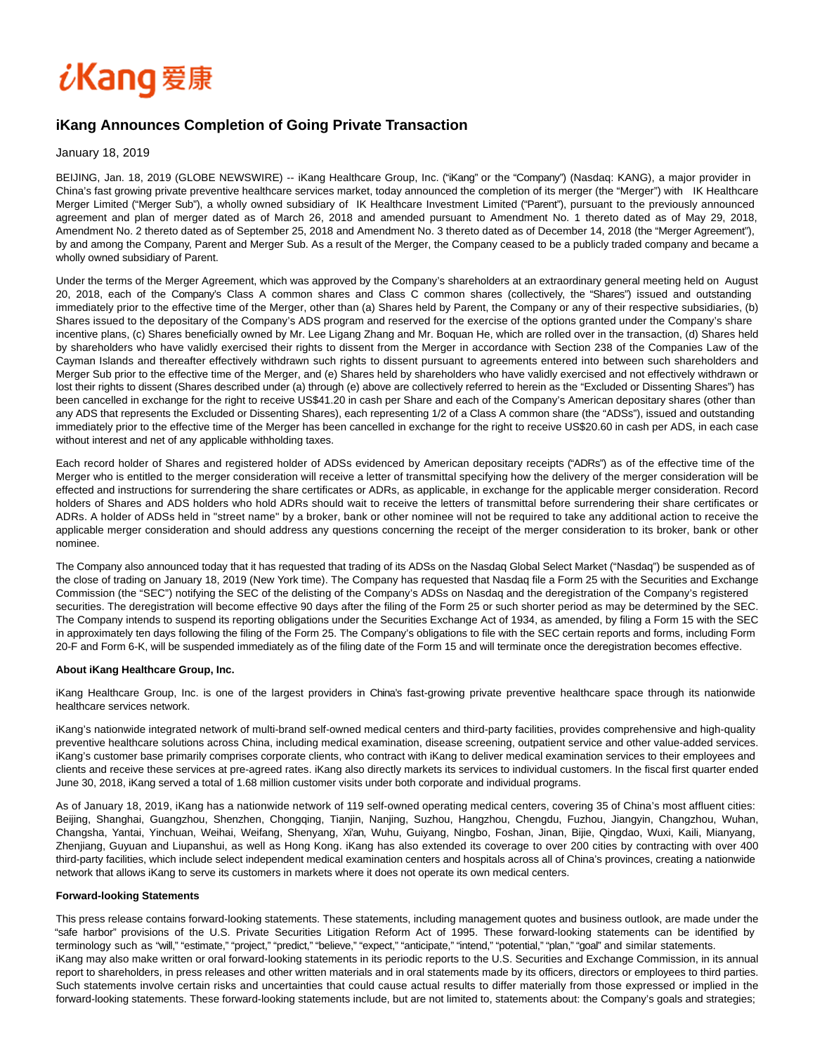# iKang Announces Completion of Going Private Transaction

January 18, 2019

BEIJING, Jan. 18, 2019 (GLOBE NEWSWIRE) -- iKang Healthcare Group, Inc. ("iKang" or the "Company") (Nasdaq: KANG), a major provider in China's fast growing private preventive healthcare services market, today announced the completion of its merger (the "Merger") with IK Healthcare Merger Limited ("Merger Sub"), a wholly owned subsidiary of IK Healthcare Investment Limited ("Parent"), pursuant to the previously announced agreement and plan of merger dated as of March 26, 2018 and amended pursuant to Amendment No. 1 thereto dated as of May 29, 2018, Amendment No. 2 thereto dated as of September 25, 2018 and Amendment No. 3 thereto dated as of December 14, 2018 (the "Merger Agreement"), by and among the Company, Parent and Merger Sub. As a result of the Merger, the Company ceased to be a publicly traded company and became a wholly owned subsidiary of Parent.

Under the terms of the Merger Agreement, which was approved by the Company's shareholders at an extraordinary general meeting held on August 20, 2018, each of the Company's Class A common shares and Class C common shares (collectively, the "Shares") issued and outstanding immediately prior to the effective time of the Merger, other than (a) Shares held by Parent, the Company or any of their respective subsidiaries, (b) Shares issued to the depositary of the Company's ADS program and reserved for the exercise of the options granted under the Company's share incentive plans, (c) Shares beneficially owned by Mr. Lee Ligang Zhang and Mr. Boquan He, which are rolled over in the transaction, (d) Shares held by shareholders who have validly exercised their rights to dissent from the Merger in accordance with Section 238 of the Companies Law of the Cayman Islands and thereafter effectively withdrawn such rights to dissent pursuant to agreements entered into between such shareholders and Merger Sub prior to the effective time of the Merger, and (e) Shares held by shareholders who have validly exercised and not effectively withdrawn or lost their rights to dissent (Shares described under (a) through (e) above are collectively referred to herein as the "Excluded or Dissenting Shares") has been cancelled in exchange for the right to receive US$41.20 in cash per Share and each of the Company's American depositary shares (other than any ADS that represents the Excluded or Dissenting Shares), each representing 1/2 of a Class A common share (the "ADSs"), issued and outstanding immediately prior to the effective time of the Merger has been cancelled in exchange for the right to receive US$20.60 in cash per ADS, in each case without interest and net of any applicable withholding taxes.

Each record holder of Shares and registered holder of ADSs evidenced by American depositary receipts ("ADRs") as of the effective time of the Merger who is entitled to the merger consideration will receive a letter of transmittal specifying how the delivery of the merger consideration will be effected and instructions for surrendering the share certificates or ADRs, as applicable, in exchange for the applicable merger consideration. Record holders of Shares and ADS holders who hold ADRs should wait to receive the letters of transmittal before surrendering their share certificates or ADRs. A holder of ADSs held in "street name" by a broker, bank or other nominee will not be required to take any additional action to receive the applicable merger consideration and should address any questions concerning the receipt of the merger consideration to its broker, bank or other nominee.

The Company also announced today that it has requested that trading of its ADSs on the Nasdaq Global Select Market ("Nasdaq") be suspended as of the close of trading on January 18, 2019 (New York time). The Company has requested that Nasdaq file a Form 25 with the Securities and Exchange Commission (the "SEC") notifying the SEC of the delisting of the Company's ADSs on Nasdaq and the deregistration of the Company's registered securities. The deregistration will become effective 90 days after the filing of the Form 25 or such shorter period as may be determined by the SEC. The Company intends to suspend its reporting obligations under the Securities Exchange Act of 1934, as amended, by filing a Form 15 with the SEC in approximately ten days following the filing of the Form 25. The Company's obligations to file with the SEC certain reports and forms, including Form 20-F and Form 6-K, will be suspended immediately as of the filing date of the Form 15 and will terminate once the deregistration becomes effective.

**About iKang Healthcare Group, Inc.**

iKang Healthcare Group, Inc. is one of the largest providers in China's fast-growing private preventive healthcare space through its nationwide healthcare services network.

iKang's nationwide integrated network of multi-brand self-owned medical centers and third-party facilities, provides comprehensive and high-quality preventive healthcare solutions across China, including medical examination, disease screening, outpatient service and other value-added services. iKang's customer base primarily comprises corporate clients, who contract with iKang to deliver medical examination services to their employees and clients and receive these services at pre-agreed rates. iKang also directly markets its services to individual customers. In the fiscal first quarter ended June 30, 2018, iKang served a total of 1.68 million customer visits under both corporate and individual programs.

As of January 18, 2019, iKang has a nationwide network of 119 self-owned operating medical centers, covering 35 of China's most affluent cities: Beijing, Shanghai, Guangzhou, Shenzhen, Chongqing, Tianjin, Nanjing, Suzhou, Hangzhou, Chengdu, Fuzhou, Jiangyin, Changzhou, Wuhan, Changsha, Yantai, Yinchuan, Weihai, Weifang, Shenyang, Xi'an, Wuhu, Guiyang, Ningbo, Foshan, Jinan, Bijie, Qingdao, Wuxi, Kaili, Mianyang, Zhenjiang, Guyuan and Liupanshui, as well as Hong Kong. iKang has also extended its coverage to over 200 cities by contracting with over 400 third-party facilities, which include select independent medical examination centers and hospitals across all of China's provinces, creating a nationwide network that allows iKang to serve its customers in markets where it does not operate its own medical centers.

**Forward-looking Statements**

This press release contains forward-looking statements. These statements, including management quotes and business outlook, are made under the "safe harbor" provisions of the U.S. Private Securities Litigation Reform Act of 1995. These forward-looking statements can be identified by terminology such as "will," "estimate," "project," "predict," "believe," "expect," "anticipate," "intend," "potential," "plan," "goal" and similar statements. iKang may also make written or oral forward-looking statements in its periodic reports to the U.S. Securities and Exchange Commission, in its annual report to shareholders, in press releases and other written materials and in oral statements made by its officers, directors or employees to third parties. Such statements involve certain risks and uncertainties that could cause actual results to differ materially from those expressed or implied in the forward-looking statements. These forward-looking statements include, but are not limited to, statements about: the Company's goals and strategies;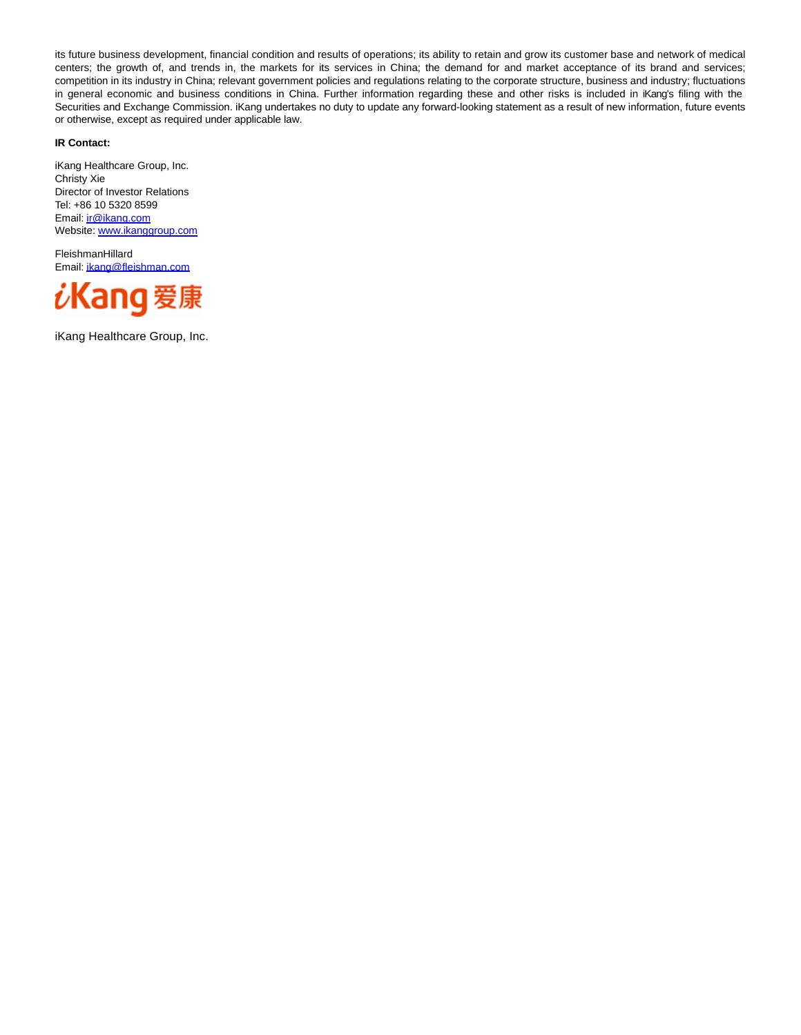its future business development, financial condition and results of operations; its ability to retain and grow its customer base and network of medical centers; the growth of, and trends in, the markets for its services in China; the demand for and market acceptance of its brand and services; competition in its industry in China; relevant government policies and regulations relating to the corporate structure, business and industry; fluctuations in general economic and business conditions in China. Further information regarding these and other risks is included in iKang's filing with the Securities and Exchange Commission. iKang undertakes no duty to update any forward-looking statement as a result of new information, future events or otherwise, except as required under applicable law.

**IR Contact:**

iKang Healthcare Group, Inc.
Christy Xie
Director of Investor Relations
Tel: +86 10 5320 8599
Email: ir@ikang.com
Website: www.ikanggroup.com

FleishmanHillard
Email: ikang@fleishman.com

iKang 爱康

iKang Healthcare Group, Inc.